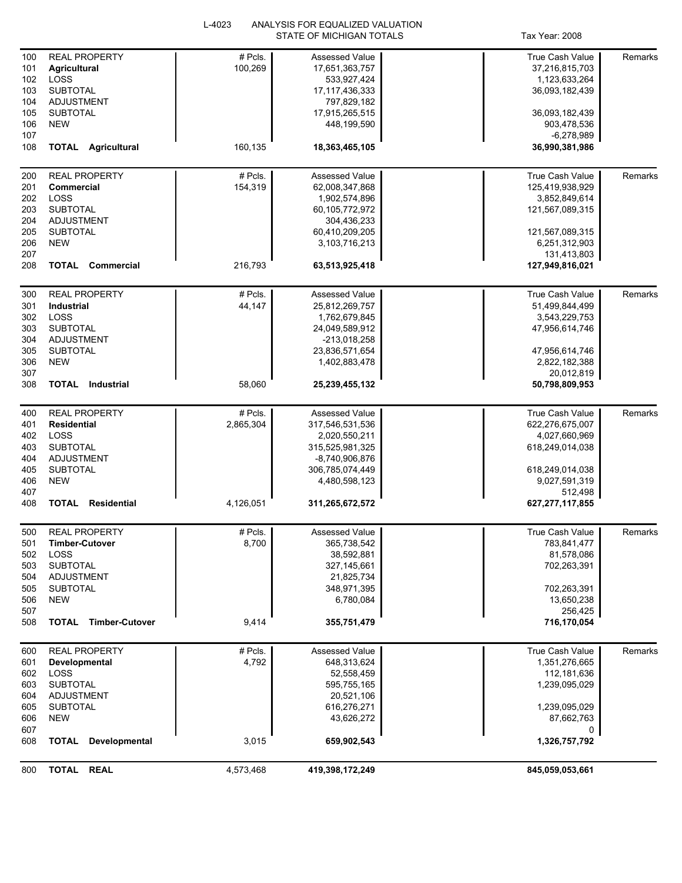L-4023 ANALYSIS FOR EQUALIZED VALUATION

STATE OF MICHIGAN TOTALS

Tax Year: 2008

| Line | Item | # Pcls. | Assessed Value | True Cash Value | Remarks |
|---|---|---|---|---|---|
| 100 | REAL PROPERTY | # Pcls. | Assessed Value | True Cash Value | Remarks |
| 101 | **Agricultural** | 100,269 | 17,651,363,757 | 37,216,815,703 | |
| 102 | LOSS | | 533,927,424 | 1,123,633,264 | |
| 103 | SUBTOTAL | | 17,117,436,333 | 36,093,182,439 | |
| 104 | ADJUSTMENT | | 797,829,182 | | |
| 105 | SUBTOTAL | | 17,915,265,515 | 36,093,182,439 | |
| 106 | NEW | | 448,199,590 | 903,478,536 | |
| 107 | | | | -6,278,989 | |
| 108 | **TOTAL Agricultural** | 160,135 | **18,363,465,105** | **36,990,381,986** | |
| 200 | REAL PROPERTY | # Pcls. | Assessed Value | True Cash Value | Remarks |
| 201 | **Commercial** | 154,319 | 62,008,347,868 | 125,419,938,929 | |
| 202 | LOSS | | 1,902,574,896 | 3,852,849,614 | |
| 203 | SUBTOTAL | | 60,105,772,972 | 121,567,089,315 | |
| 204 | ADJUSTMENT | | 304,436,233 | | |
| 205 | SUBTOTAL | | 60,410,209,205 | 121,567,089,315 | |
| 206 | NEW | | 3,103,716,213 | 6,251,312,903 | |
| 207 | | | | 131,413,803 | |
| 208 | **TOTAL Commercial** | 216,793 | **63,513,925,418** | **127,949,816,021** | |
| 300 | REAL PROPERTY | # Pcls. | Assessed Value | True Cash Value | Remarks |
| 301 | **Industrial** | 44,147 | 25,812,269,757 | 51,499,844,499 | |
| 302 | LOSS | | 1,762,679,845 | 3,543,229,753 | |
| 303 | SUBTOTAL | | 24,049,589,912 | 47,956,614,746 | |
| 304 | ADJUSTMENT | | -213,018,258 | | |
| 305 | SUBTOTAL | | 23,836,571,654 | 47,956,614,746 | |
| 306 | NEW | | 1,402,883,478 | 2,822,182,388 | |
| 307 | | | | 20,012,819 | |
| 308 | **TOTAL Industrial** | 58,060 | **25,239,455,132** | **50,798,809,953** | |
| 400 | REAL PROPERTY | # Pcls. | Assessed Value | True Cash Value | Remarks |
| 401 | **Residential** | 2,865,304 | 317,546,531,536 | 622,276,675,007 | |
| 402 | LOSS | | 2,020,550,211 | 4,027,660,969 | |
| 403 | SUBTOTAL | | 315,525,981,325 | 618,249,014,038 | |
| 404 | ADJUSTMENT | | -8,740,906,876 | | |
| 405 | SUBTOTAL | | 306,785,074,449 | 618,249,014,038 | |
| 406 | NEW | | 4,480,598,123 | 9,027,591,319 | |
| 407 | | | | 512,498 | |
| 408 | **TOTAL Residential** | 4,126,051 | **311,265,672,572** | **627,277,117,855** | |
| 500 | REAL PROPERTY | # Pcls. | Assessed Value | True Cash Value | Remarks |
| 501 | **Timber-Cutover** | 8,700 | 365,738,542 | 783,841,477 | |
| 502 | LOSS | | 38,592,881 | 81,578,086 | |
| 503 | SUBTOTAL | | 327,145,661 | 702,263,391 | |
| 504 | ADJUSTMENT | | 21,825,734 | | |
| 505 | SUBTOTAL | | 348,971,395 | 702,263,391 | |
| 506 | NEW | | 6,780,084 | 13,650,238 | |
| 507 | | | | 256,425 | |
| 508 | **TOTAL Timber-Cutover** | 9,414 | **355,751,479** | **716,170,054** | |
| 600 | REAL PROPERTY | # Pcls. | Assessed Value | True Cash Value | Remarks |
| 601 | **Developmental** | 4,792 | 648,313,624 | 1,351,276,665 | |
| 602 | LOSS | | 52,558,459 | 112,181,636 | |
| 603 | SUBTOTAL | | 595,755,165 | 1,239,095,029 | |
| 604 | ADJUSTMENT | | 20,521,106 | | |
| 605 | SUBTOTAL | | 616,276,271 | 1,239,095,029 | |
| 606 | NEW | | 43,626,272 | 87,662,763 | |
| 607 | | | | 0 | |
| 608 | **TOTAL Developmental** | 3,015 | **659,902,543** | **1,326,757,792** | |
| 800 | **TOTAL REAL** | 4,573,468 | **419,398,172,249** | **845,059,053,661** | |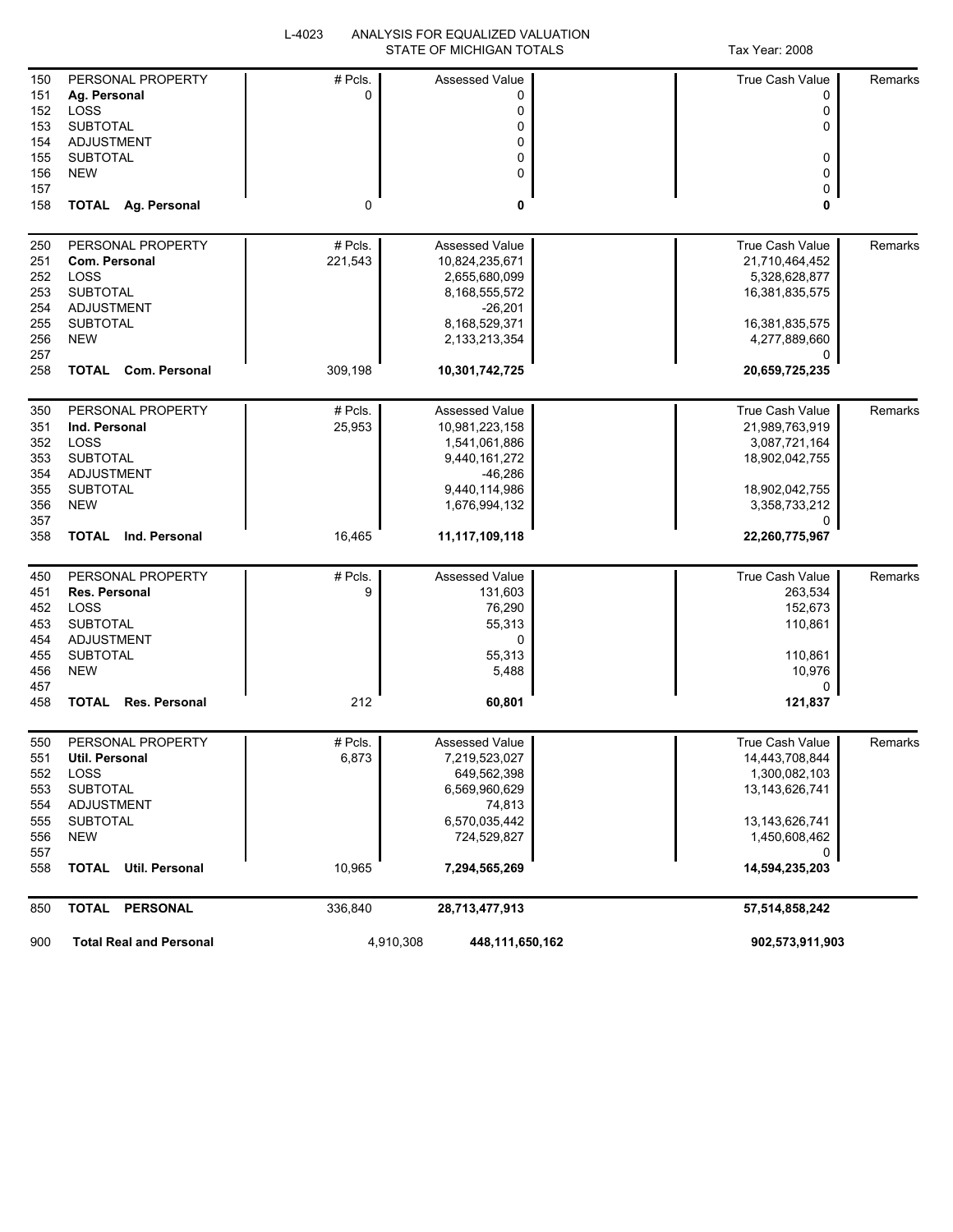L-4023 ANALYSIS FOR EQUALIZED VALUATION
STATE OF MICHIGAN TOTALS

Tax Year: 2008

| | | # Pcls. | Assessed Value | True Cash Value | Remarks |
|---|---|---|---|---|---|
| 150 | PERSONAL PROPERTY | # Pcls. | Assessed Value | True Cash Value | Remarks |
| 151 | **Ag. Personal** | 0 | 0 | 0 | |
| 152 | LOSS | | 0 | 0 | |
| 153 | SUBTOTAL | | 0 | 0 | |
| 154 | ADJUSTMENT | | 0 | | |
| 155 | SUBTOTAL | | 0 | 0 | |
| 156 | NEW | | 0 | 0 | |
| 157 | | | | 0 | |
| 158 | **TOTAL Ag. Personal** | 0 | **0** | **0** | |
| 250 | PERSONAL PROPERTY | # Pcls. | Assessed Value | True Cash Value | Remarks |
| 251 | **Com. Personal** | 221,543 | 10,824,235,671 | 21,710,464,452 | |
| 252 | LOSS | | 2,655,680,099 | 5,328,628,877 | |
| 253 | SUBTOTAL | | 8,168,555,572 | 16,381,835,575 | |
| 254 | ADJUSTMENT | | -26,201 | | |
| 255 | SUBTOTAL | | 8,168,529,371 | 16,381,835,575 | |
| 256 | NEW | | 2,133,213,354 | 4,277,889,660 | |
| 257 | | | | 0 | |
| 258 | **TOTAL Com. Personal** | 309,198 | **10,301,742,725** | **20,659,725,235** | |
| 350 | PERSONAL PROPERTY | # Pcls. | Assessed Value | True Cash Value | Remarks |
| 351 | **Ind. Personal** | 25,953 | 10,981,223,158 | 21,989,763,919 | |
| 352 | LOSS | | 1,541,061,886 | 3,087,721,164 | |
| 353 | SUBTOTAL | | 9,440,161,272 | 18,902,042,755 | |
| 354 | ADJUSTMENT | | -46,286 | | |
| 355 | SUBTOTAL | | 9,440,114,986 | 18,902,042,755 | |
| 356 | NEW | | 1,676,994,132 | 3,358,733,212 | |
| 357 | | | | 0 | |
| 358 | **TOTAL Ind. Personal** | 16,465 | **11,117,109,118** | **22,260,775,967** | |
| 450 | PERSONAL PROPERTY | # Pcls. | Assessed Value | True Cash Value | Remarks |
| 451 | **Res. Personal** | 9 | 131,603 | 263,534 | |
| 452 | LOSS | | 76,290 | 152,673 | |
| 453 | SUBTOTAL | | 55,313 | 110,861 | |
| 454 | ADJUSTMENT | | 0 | | |
| 455 | SUBTOTAL | | 55,313 | 110,861 | |
| 456 | NEW | | 5,488 | 10,976 | |
| 457 | | | | 0 | |
| 458 | **TOTAL Res. Personal** | 212 | **60,801** | **121,837** | |
| 550 | PERSONAL PROPERTY | # Pcls. | Assessed Value | True Cash Value | Remarks |
| 551 | **Util. Personal** | 6,873 | 7,219,523,027 | 14,443,708,844 | |
| 552 | LOSS | | 649,562,398 | 1,300,082,103 | |
| 553 | SUBTOTAL | | 6,569,960,629 | 13,143,626,741 | |
| 554 | ADJUSTMENT | | 74,813 | | |
| 555 | SUBTOTAL | | 6,570,035,442 | 13,143,626,741 | |
| 556 | NEW | | 724,529,827 | 1,450,608,462 | |
| 557 | | | | 0 | |
| 558 | **TOTAL Util. Personal** | 10,965 | **7,294,565,269** | **14,594,235,203** | |
| 850 | **TOTAL PERSONAL** | 336,840 | **28,713,477,913** | **57,514,858,242** | |
| 900 | **Total Real and Personal** | 4,910,308 | **448,111,650,162** | **902,573,911,903** | |